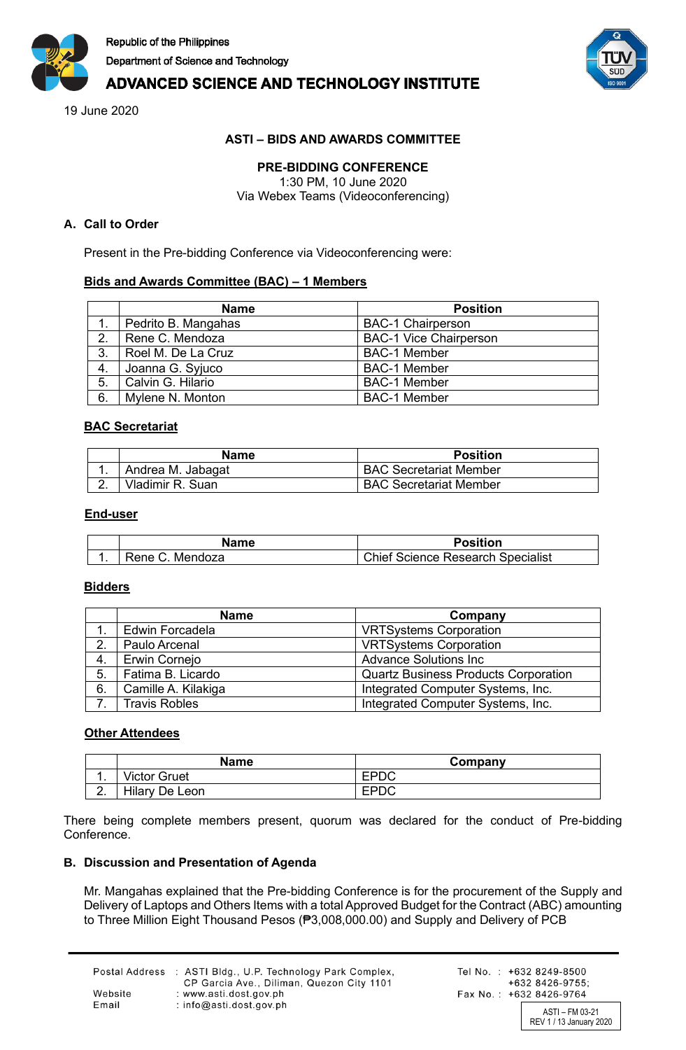Republic of the Philippines
Department of Science and Technology
**ADVANCED SCIENCE AND TECHNOLOGY INSTITUTE**

19 June 2020

**ASTI – BIDS AND AWARDS COMMITTEE**

**PRE-BIDDING CONFERENCE**
1:30 PM, 10 June 2020
Via Webex Teams (Videoconferencing)

## A. Call to Order

Present in the Pre-bidding Conference via Videoconferencing were:

**Bids and Awards Committee (BAC) – 1 Members**

| | Name | Position |
|---|---|---|
| 1. | Pedrito B. Mangahas | BAC-1 Chairperson |
| 2. | Rene C. Mendoza | BAC-1 Vice Chairperson |
| 3. | Roel M. De La Cruz | BAC-1 Member |
| 4. | Joanna G. Syjuco | BAC-1 Member |
| 5. | Calvin G. Hilario | BAC-1 Member |
| 6. | Mylene N. Monton | BAC-1 Member |

**BAC Secretariat**

| | Name | Position |
|---|---|---|
| 1. | Andrea M. Jabagat | BAC Secretariat Member |
| 2. | Vladimir R. Suan | BAC Secretariat Member |

**End-user**

| | Name | Position |
|---|---|---|
| 1. | Rene C. Mendoza | Chief Science Research Specialist |

**Bidders**

| | Name | Company |
|---|---|---|
| 1. | Edwin Forcadela | VRTSystems Corporation |
| 2. | Paulo Arcenal | VRTSystems Corporation |
| 4. | Erwin Cornejo | Advance Solutions Inc |
| 5. | Fatima B. Licardo | Quartz Business Products Corporation |
| 6. | Camille A. Kilakiga | Integrated Computer Systems, Inc. |
| 7. | Travis Robles | Integrated Computer Systems, Inc. |

**Other Attendees**

| | Name | Company |
|---|---|---|
| 1. | Victor Gruet | EPDC |
| 2. | Hilary De Leon | EPDC |

There being complete members present, quorum was declared for the conduct of Pre-bidding Conference.

## B. Discussion and Presentation of Agenda

Mr. Mangahas explained that the Pre-bidding Conference is for the procurement of the Supply and Delivery of Laptops and Others Items with a total Approved Budget for the Contract (ABC) amounting to Three Million Eight Thousand Pesos (₱3,008,000.00) and Supply and Delivery of PCB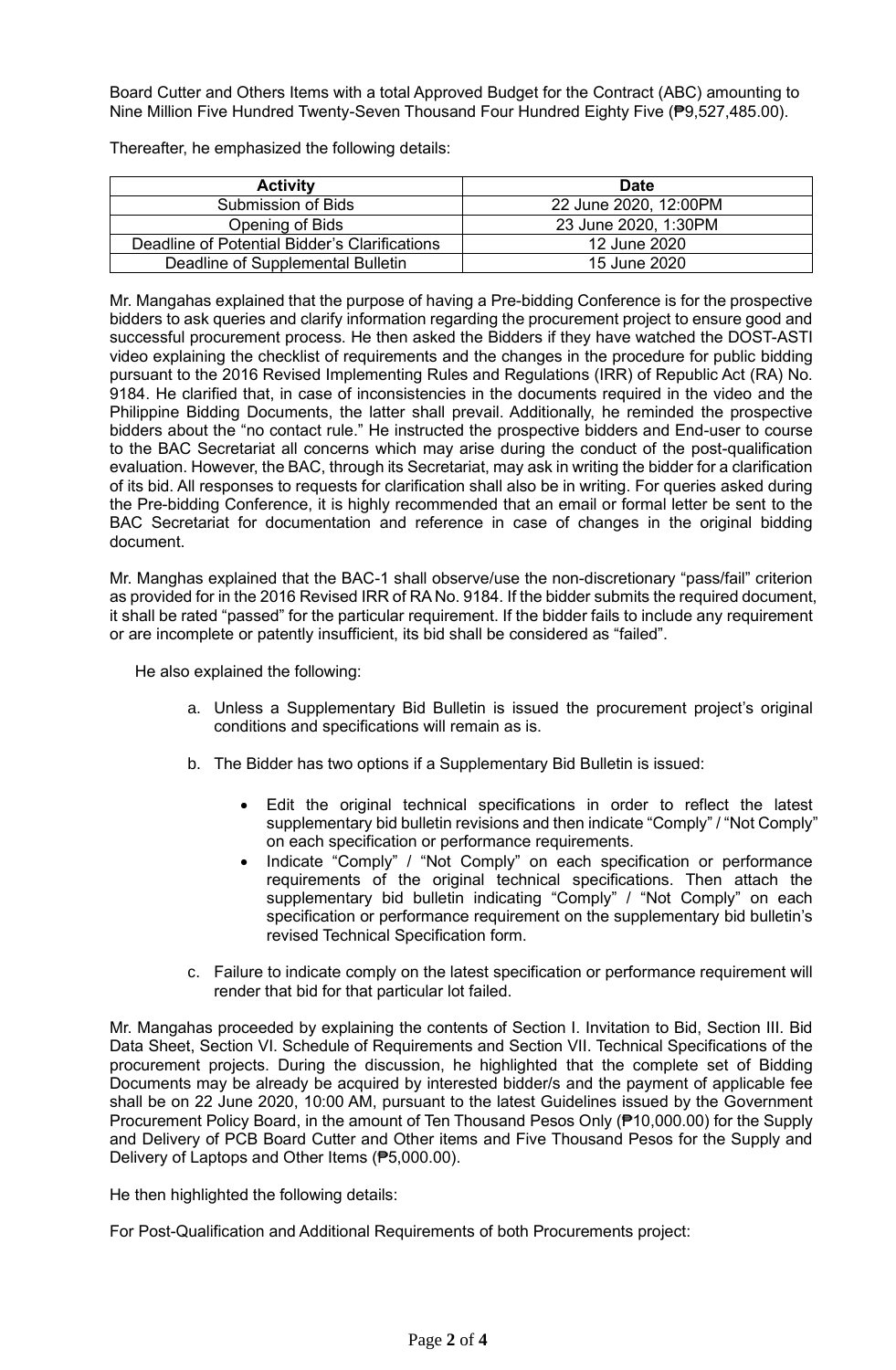Board Cutter and Others Items with a total Approved Budget for the Contract (ABC) amounting to Nine Million Five Hundred Twenty-Seven Thousand Four Hundred Eighty Five (₱9,527,485.00).

Thereafter, he emphasized the following details:

| Activity | Date |
|---|---|
| Submission of Bids | 22 June 2020, 12:00PM |
| Opening of Bids | 23 June 2020, 1:30PM |
| Deadline of Potential Bidder's Clarifications | 12 June 2020 |
| Deadline of Supplemental Bulletin | 15 June 2020 |

Mr. Mangahas explained that the purpose of having a Pre-bidding Conference is for the prospective bidders to ask queries and clarify information regarding the procurement project to ensure good and successful procurement process. He then asked the Bidders if they have watched the DOST-ASTI video explaining the checklist of requirements and the changes in the procedure for public bidding pursuant to the 2016 Revised Implementing Rules and Regulations (IRR) of Republic Act (RA) No. 9184. He clarified that, in case of inconsistencies in the documents required in the video and the Philippine Bidding Documents, the latter shall prevail. Additionally, he reminded the prospective bidders about the "no contact rule." He instructed the prospective bidders and End-user to course to the BAC Secretariat all concerns which may arise during the conduct of the post-qualification evaluation. However, the BAC, through its Secretariat, may ask in writing the bidder for a clarification of its bid. All responses to requests for clarification shall also be in writing. For queries asked during the Pre-bidding Conference, it is highly recommended that an email or formal letter be sent to the BAC Secretariat for documentation and reference in case of changes in the original bidding document.

Mr. Manghas explained that the BAC-1 shall observe/use the non-discretionary "pass/fail" criterion as provided for in the 2016 Revised IRR of RA No. 9184. If the bidder submits the required document, it shall be rated "passed" for the particular requirement. If the bidder fails to include any requirement or are incomplete or patently insufficient, its bid shall be considered as "failed".

He also explained the following:

a. Unless a Supplementary Bid Bulletin is issued the procurement project's original conditions and specifications will remain as is.

b. The Bidder has two options if a Supplementary Bid Bulletin is issued:

   - Edit the original technical specifications in order to reflect the latest supplementary bid bulletin revisions and then indicate "Comply" / "Not Comply" on each specification or performance requirements.
   - Indicate "Comply" / "Not Comply" on each specification or performance requirements of the original technical specifications. Then attach the supplementary bid bulletin indicating "Comply" / "Not Comply" on each specification or performance requirement on the supplementary bid bulletin's revised Technical Specification form.

c. Failure to indicate comply on the latest specification or performance requirement will render that bid for that particular lot failed.

Mr. Mangahas proceeded by explaining the contents of Section I. Invitation to Bid, Section III. Bid Data Sheet, Section VI. Schedule of Requirements and Section VII. Technical Specifications of the procurement projects. During the discussion, he highlighted that the complete set of Bidding Documents may be already be acquired by interested bidder/s and the payment of applicable fee shall be on 22 June 2020, 10:00 AM, pursuant to the latest Guidelines issued by the Government Procurement Policy Board, in the amount of Ten Thousand Pesos Only (₱10,000.00) for the Supply and Delivery of PCB Board Cutter and Other items and Five Thousand Pesos for the Supply and Delivery of Laptops and Other Items (₱5,000.00).

He then highlighted the following details:

For Post-Qualification and Additional Requirements of both Procurements project: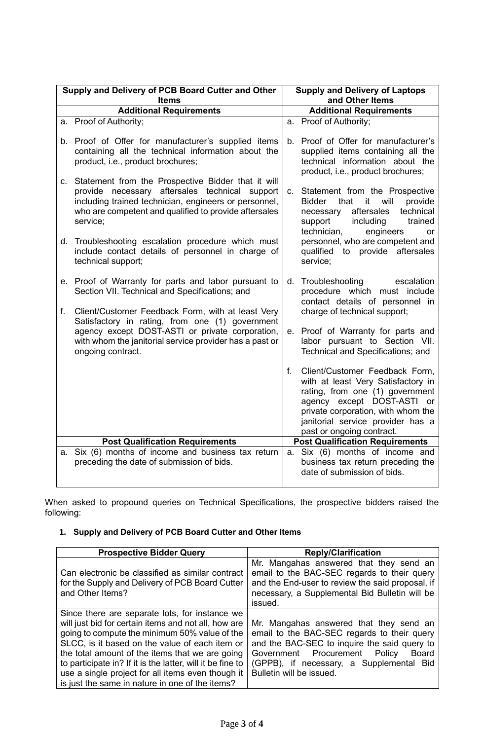| Supply and Delivery of PCB Board Cutter and Other Items | Supply and Delivery of Laptops and Other Items |
|---|---|
| **Additional Requirements** | **Additional Requirements** |
| a. Proof of Authority;<br><br>b. Proof of Offer for manufacturer's supplied items containing all the technical information about the product, i.e., product brochures;<br><br>c. Statement from the Prospective Bidder that it will provide necessary aftersales technical support including trained technician, engineers or personnel, who are competent and qualified to provide aftersales service;<br><br>d. Troubleshooting escalation procedure which must include contact details of personnel in charge of technical support;<br><br>e. Proof of Warranty for parts and labor pursuant to Section VII. Technical and Specifications; and<br><br>f. Client/Customer Feedback Form, with at least Very Satisfactory in rating, from one (1) government agency except DOST-ASTI or private corporation, with whom the janitorial service provider has a past or ongoing contract. | a. Proof of Authority;<br><br>b. Proof of Offer for manufacturer's supplied items containing all the technical information about the product, i.e., product brochures;<br><br>c. Statement from the Prospective Bidder that it will provide necessary aftersales technical support including trained technician, engineers or personnel, who are competent and qualified to provide aftersales service;<br><br>d. Troubleshooting escalation procedure which must include contact details of personnel in charge of technical support;<br><br>e. Proof of Warranty for parts and labor pursuant to Section VII. Technical and Specifications; and<br><br>f. Client/Customer Feedback Form, with at least Very Satisfactory in rating, from one (1) government agency except DOST-ASTI or private corporation, with whom the janitorial service provider has a past or ongoing contract. |
| **Post Qualification Requirements** | **Post Qualification Requirements** |
| a. Six (6) months of income and business tax return preceding the date of submission of bids. | a. Six (6) months of income and business tax return preceding the date of submission of bids. |

When asked to propound queries on Technical Specifications, the prospective bidders raised the following:

1. **Supply and Delivery of PCB Board Cutter and Other Items**

| Prospective Bidder Query | Reply/Clarification |
|---|---|
| Can electronic be classified as similar contract for the Supply and Delivery of PCB Board Cutter and Other Items? | Mr. Mangahas answered that they send an email to the BAC-SEC regards to their query and the End-user to review the said proposal, if necessary, a Supplemental Bid Bulletin will be issued. |
| Since there are separate lots, for instance we will just bid for certain items and not all, how are going to compute the minimum 50% value of the SLCC, is it based on the value of each item or the total amount of the items that we are going to participate in? If it is the latter, will it be fine to use a single project for all items even though it is just the same in nature in one of the items? | Mr. Mangahas answered that they send an email to the BAC-SEC regards to their query and the BAC-SEC to inquire the said query to Government Procurement Policy Board (GPPB), if necessary, a Supplemental Bid Bulletin will be issued. |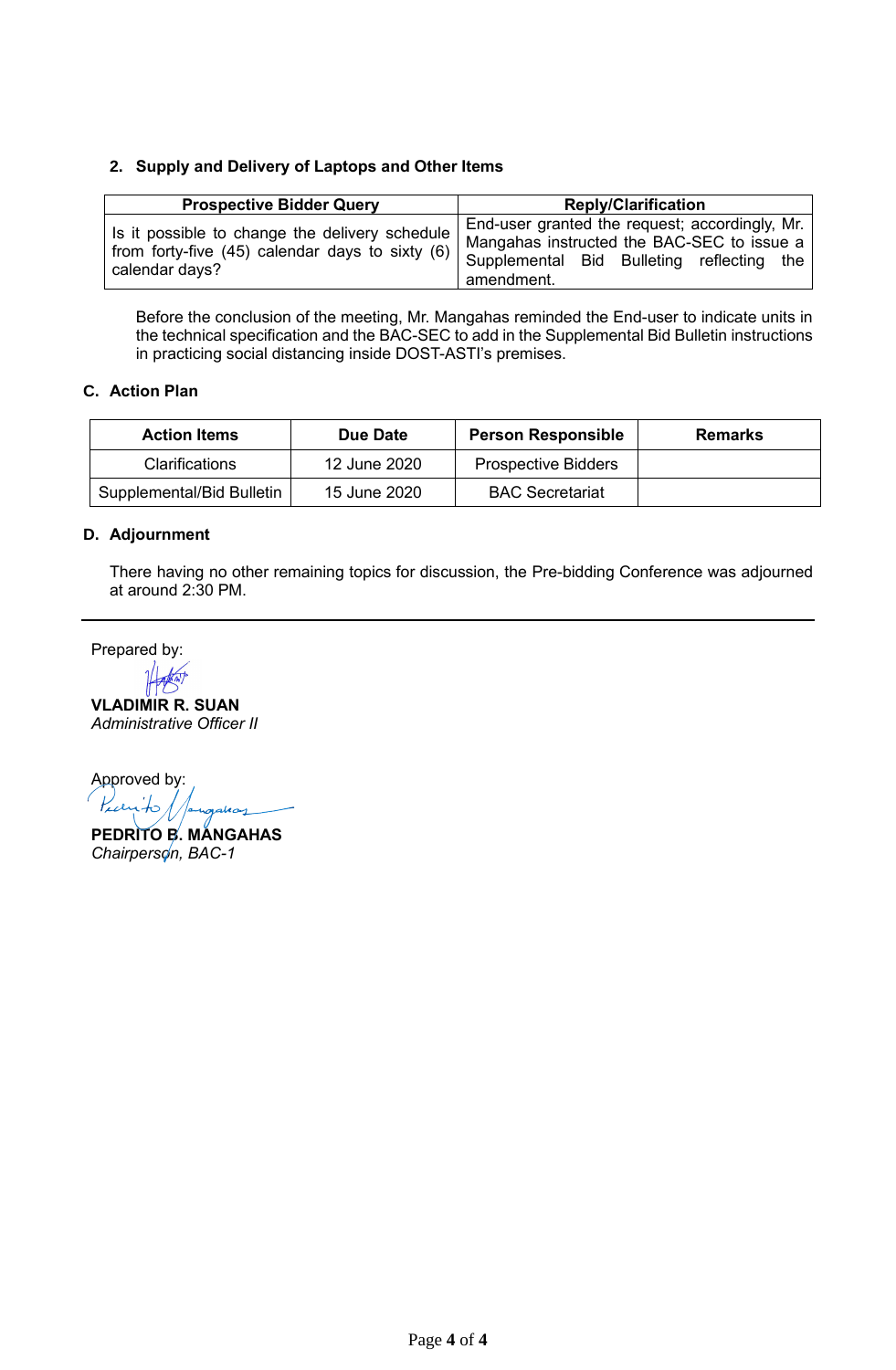### 2. Supply and Delivery of Laptops and Other Items

| Prospective Bidder Query | Reply/Clarification |
|---|---|
| Is it possible to change the delivery schedule from forty-five (45) calendar days to sixty (6) calendar days? | End-user granted the request; accordingly, Mr. Mangahas instructed the BAC-SEC to issue a Supplemental Bid Bulleting reflecting the amendment. |

Before the conclusion of the meeting, Mr. Mangahas reminded the End-user to indicate units in the technical specification and the BAC-SEC to add in the Supplemental Bid Bulletin instructions in practicing social distancing inside DOST-ASTI's premises.

## C. Action Plan

| Action Items | Due Date | Person Responsible | Remarks |
|---|---|---|---|
| Clarifications | 12 June 2020 | Prospective Bidders | |
| Supplemental/Bid Bulletin | 15 June 2020 | BAC Secretariat | |

## D. Adjournment

There having no other remaining topics for discussion, the Pre-bidding Conference was adjourned at around 2:30 PM.

---

Prepared by:

**VLADIMIR R. SUAN**
*Administrative Officer II*

Approved by:

**PEDRITO B. MANGAHAS**
*Chairperson, BAC-1*